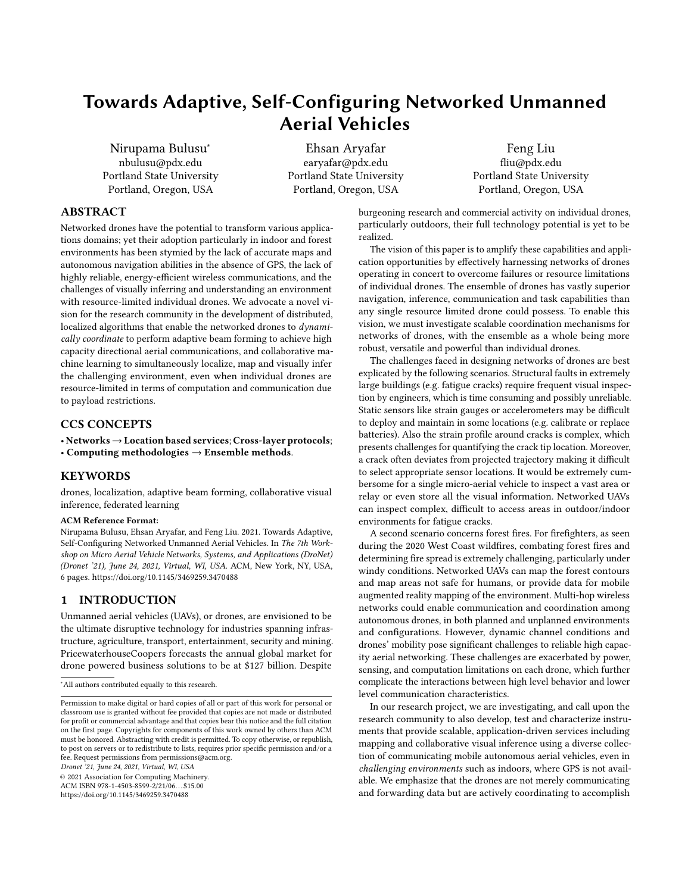# Towards Adaptive, Self-Configuring Networked Unmanned Aerial Vehicles

Nirupama Bulusu*
nbulusu@pdx.edu
Portland State University
Portland, Oregon, USA

Ehsan Aryafar
earyafar@pdx.edu
Portland State University
Portland, Oregon, USA

Feng Liu
fliu@pdx.edu
Portland State University
Portland, Oregon, USA

## ABSTRACT

Networked drones have the potential to transform various applications domains; yet their adoption particularly in indoor and forest environments has been stymied by the lack of accurate maps and autonomous navigation abilities in the absence of GPS, the lack of highly reliable, energy-efficient wireless communications, and the challenges of visually inferring and understanding an environment with resource-limited individual drones. We advocate a novel vision for the research community in the development of distributed, localized algorithms that enable the networked drones to *dynamically coordinate* to perform adaptive beam forming to achieve high capacity directional aerial communications, and collaborative machine learning to simultaneously localize, map and visually infer the challenging environment, even when individual drones are resource-limited in terms of computation and communication due to payload restrictions.

## CCS CONCEPTS

• **Networks → Location based services**; **Cross-layer protocols**; • **Computing methodologies → Ensemble methods**.

## KEYWORDS

drones, localization, adaptive beam forming, collaborative visual inference, federated learning

**ACM Reference Format:**
Nirupama Bulusu, Ehsan Aryafar, and Feng Liu. 2021. Towards Adaptive, Self-Configuring Networked Unmanned Aerial Vehicles. In *The 7th Workshop on Micro Aerial Vehicle Networks, Systems, and Applications (DroNet) (Dronet '21), June 24, 2021, Virtual, WI, USA.* ACM, New York, NY, USA, 6 pages. https://doi.org/10.1145/3469259.3470488

## 1 INTRODUCTION

Unmanned aerial vehicles (UAVs), or drones, are envisioned to be the ultimate disruptive technology for industries spanning infrastructure, agriculture, transport, entertainment, security and mining. PricewaterhouseCoopers forecasts the annual global market for drone powered business solutions to be at $127 billion. Despite burgeoning research and commercial activity on individual drones, particularly outdoors, their full technology potential is yet to be realized.

The vision of this paper is to amplify these capabilities and application opportunities by effectively harnessing networks of drones operating in concert to overcome failures or resource limitations of individual drones. The ensemble of drones has vastly superior navigation, inference, communication and task capabilities than any single resource limited drone could possess. To enable this vision, we must investigate scalable coordination mechanisms for networks of drones, with the ensemble as a whole being more robust, versatile and powerful than individual drones.

The challenges faced in designing networks of drones are best explicated by the following scenarios. Structural faults in extremely large buildings (e.g. fatigue cracks) require frequent visual inspection by engineers, which is time consuming and possibly unreliable. Static sensors like strain gauges or accelerometers may be difficult to deploy and maintain in some locations (e.g. calibrate or replace batteries). Also the strain profile around cracks is complex, which presents challenges for quantifying the crack tip location. Moreover, a crack often deviates from projected trajectory making it difficult to select appropriate sensor locations. It would be extremely cumbersome for a single micro-aerial vehicle to inspect a vast area or relay or even store all the visual information. Networked UAVs can inspect complex, difficult to access areas in outdoor/indoor environments for fatigue cracks.

A second scenario concerns forest fires. For firefighters, as seen during the 2020 West Coast wildfires, combating forest fires and determining fire spread is extremely challenging, particularly under windy conditions. Networked UAVs can map the forest contours and map areas not safe for humans, or provide data for mobile augmented reality mapping of the environment. Multi-hop wireless networks could enable communication and coordination among autonomous drones, in both planned and unplanned environments and configurations. However, dynamic channel conditions and drones' mobility pose significant challenges to reliable high capacity aerial networking. These challenges are exacerbated by power, sensing, and computation limitations on each drone, which further complicate the interactions between high level behavior and lower level communication characteristics.

In our research project, we are investigating, and call upon the research community to also develop, test and characterize instruments that provide scalable, application-driven services including mapping and collaborative visual inference using a diverse collection of communicating mobile autonomous aerial vehicles, even in *challenging environments* such as indoors, where GPS is not available. We emphasize that the drones are not merely communicating and forwarding data but are actively coordinating to accomplish

*All authors contributed equally to this research.

Permission to make digital or hard copies of all or part of this work for personal or classroom use is granted without fee provided that copies are not made or distributed for profit or commercial advantage and that copies bear this notice and the full citation on the first page. Copyrights for components of this work owned by others than ACM must be honored. Abstracting with credit is permitted. To copy otherwise, or republish, to post on servers or to redistribute to lists, requires prior specific permission and/or a fee. Request permissions from permissions@acm.org.
*Dronet '21, June 24, 2021, Virtual, WI, USA*
© 2021 Association for Computing Machinery.
ACM ISBN 978-1-4503-8599-2/21/06…$15.00
https://doi.org/10.1145/3469259.3470488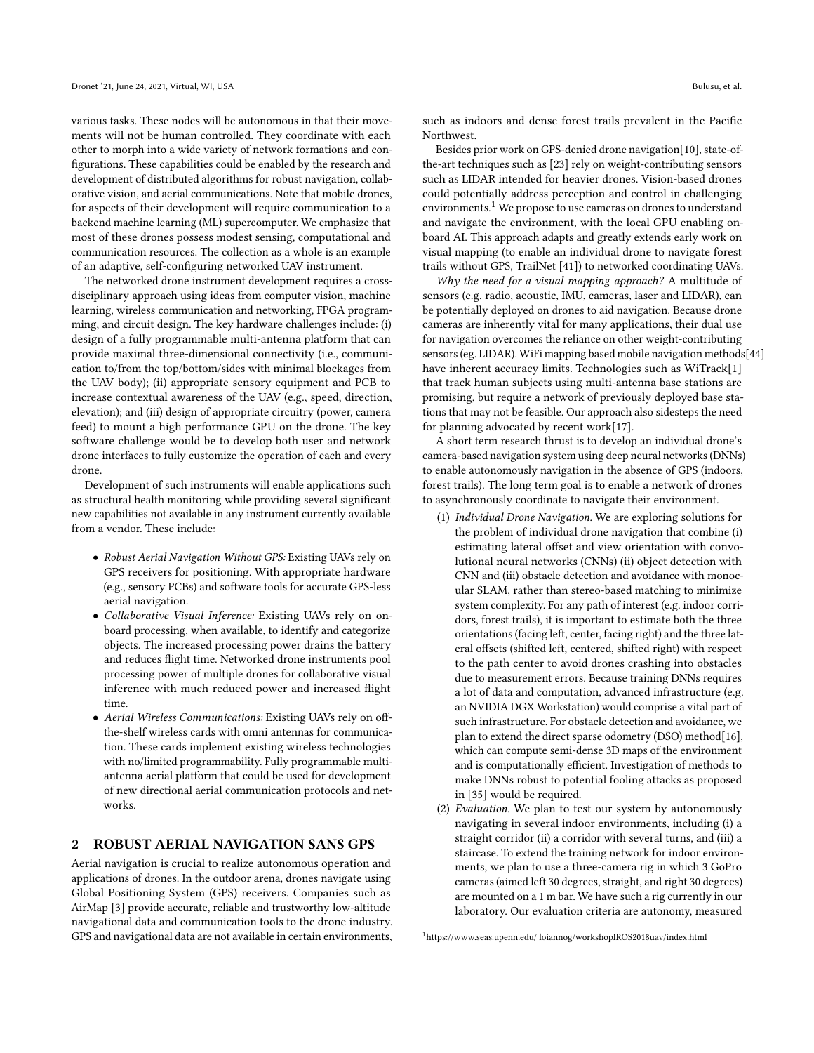various tasks. These nodes will be autonomous in that their movements will not be human controlled. They coordinate with each other to morph into a wide variety of network formations and configurations. These capabilities could be enabled by the research and development of distributed algorithms for robust navigation, collaborative vision, and aerial communications. Note that mobile drones, for aspects of their development will require communication to a backend machine learning (ML) supercomputer. We emphasize that most of these drones possess modest sensing, computational and communication resources. The collection as a whole is an example of an adaptive, self-configuring networked UAV instrument.

The networked drone instrument development requires a cross-disciplinary approach using ideas from computer vision, machine learning, wireless communication and networking, FPGA programming, and circuit design. The key hardware challenges include: (i) design of a fully programmable multi-antenna platform that can provide maximal three-dimensional connectivity (i.e., communication to/from the top/bottom/sides with minimal blockages from the UAV body); (ii) appropriate sensory equipment and PCB to increase contextual awareness of the UAV (e.g., speed, direction, elevation); and (iii) design of appropriate circuitry (power, camera feed) to mount a high performance GPU on the drone. The key software challenge would be to develop both user and network drone interfaces to fully customize the operation of each and every drone.

Development of such instruments will enable applications such as structural health monitoring while providing several significant new capabilities not available in any instrument currently available from a vendor. These include:

- *Robust Aerial Navigation Without GPS:* Existing UAVs rely on GPS receivers for positioning. With appropriate hardware (e.g., sensory PCBs) and software tools for accurate GPS-less aerial navigation.
- *Collaborative Visual Inference:* Existing UAVs rely on onboard processing, when available, to identify and categorize objects. The increased processing power drains the battery and reduces flight time. Networked drone instruments pool processing power of multiple drones for collaborative visual inference with much reduced power and increased flight time.
- *Aerial Wireless Communications:* Existing UAVs rely on off-the-shelf wireless cards with omni antennas for communication. These cards implement existing wireless technologies with no/limited programmability. Fully programmable multi-antenna aerial platform that could be used for development of new directional aerial communication protocols and networks.

## 2 ROBUST AERIAL NAVIGATION SANS GPS

Aerial navigation is crucial to realize autonomous operation and applications of drones. In the outdoor arena, drones navigate using Global Positioning System (GPS) receivers. Companies such as AirMap [3] provide accurate, reliable and trustworthy low-altitude navigational data and communication tools to the drone industry. GPS and navigational data are not available in certain environments, such as indoors and dense forest trails prevalent in the Pacific Northwest.

Besides prior work on GPS-denied drone navigation[10], state-of-the-art techniques such as [23] rely on weight-contributing sensors such as LIDAR intended for heavier drones. Vision-based drones could potentially address perception and control in challenging environments.[1] We propose to use cameras on drones to understand and navigate the environment, with the local GPU enabling onboard AI. This approach adapts and greatly extends early work on visual mapping (to enable an individual drone to navigate forest trails without GPS, TrailNet [41]) to networked coordinating UAVs.

*Why the need for a visual mapping approach?* A multitude of sensors (e.g. radio, acoustic, IMU, cameras, laser and LIDAR), can be potentially deployed on drones to aid navigation. Because drone cameras are inherently vital for many applications, their dual use for navigation overcomes the reliance on other weight-contributing sensors (eg. LIDAR). WiFi mapping based mobile navigation methods[44] have inherent accuracy limits. Technologies such as WiTrack[1] that track human subjects using multi-antenna base stations are promising, but require a network of previously deployed base stations that may not be feasible. Our approach also sidesteps the need for planning advocated by recent work[17].

A short term research thrust is to develop an individual drone's camera-based navigation system using deep neural networks (DNNs) to enable autonomously navigation in the absence of GPS (indoors, forest trails). The long term goal is to enable a network of drones to asynchronously coordinate to navigate their environment.

1. *Individual Drone Navigation.* We are exploring solutions for the problem of individual drone navigation that combine (i) estimating lateral offset and view orientation with convolutional neural networks (CNNs) (ii) object detection with CNN and (iii) obstacle detection and avoidance with monocular SLAM, rather than stereo-based matching to minimize system complexity. For any path of interest (e.g. indoor corridors, forest trails), it is important to estimate both the three orientations (facing left, center, facing right) and the three lateral offsets (shifted left, centered, shifted right) with respect to the path center to avoid drones crashing into obstacles due to measurement errors. Because training DNNs requires a lot of data and computation, advanced infrastructure (e.g. an NVIDIA DGX Workstation) would comprise a vital part of such infrastructure. For obstacle detection and avoidance, we plan to extend the direct sparse odometry (DSO) method[16], which can compute semi-dense 3D maps of the environment and is computationally efficient. Investigation of methods to make DNNs robust to potential fooling attacks as proposed in [35] would be required.
2. *Evaluation.* We plan to test our system by autonomously navigating in several indoor environments, including (i) a straight corridor (ii) a corridor with several turns, and (iii) a staircase. To extend the training network for indoor environments, we plan to use a three-camera rig in which 3 GoPro cameras (aimed left 30 degrees, straight, and right 30 degrees) are mounted on a 1 m bar. We have such a rig currently in our laboratory. Our evaluation criteria are autonomy, measured

[1] https://www.seas.upenn.edu/ loiannog/workshopIROS2018uav/index.html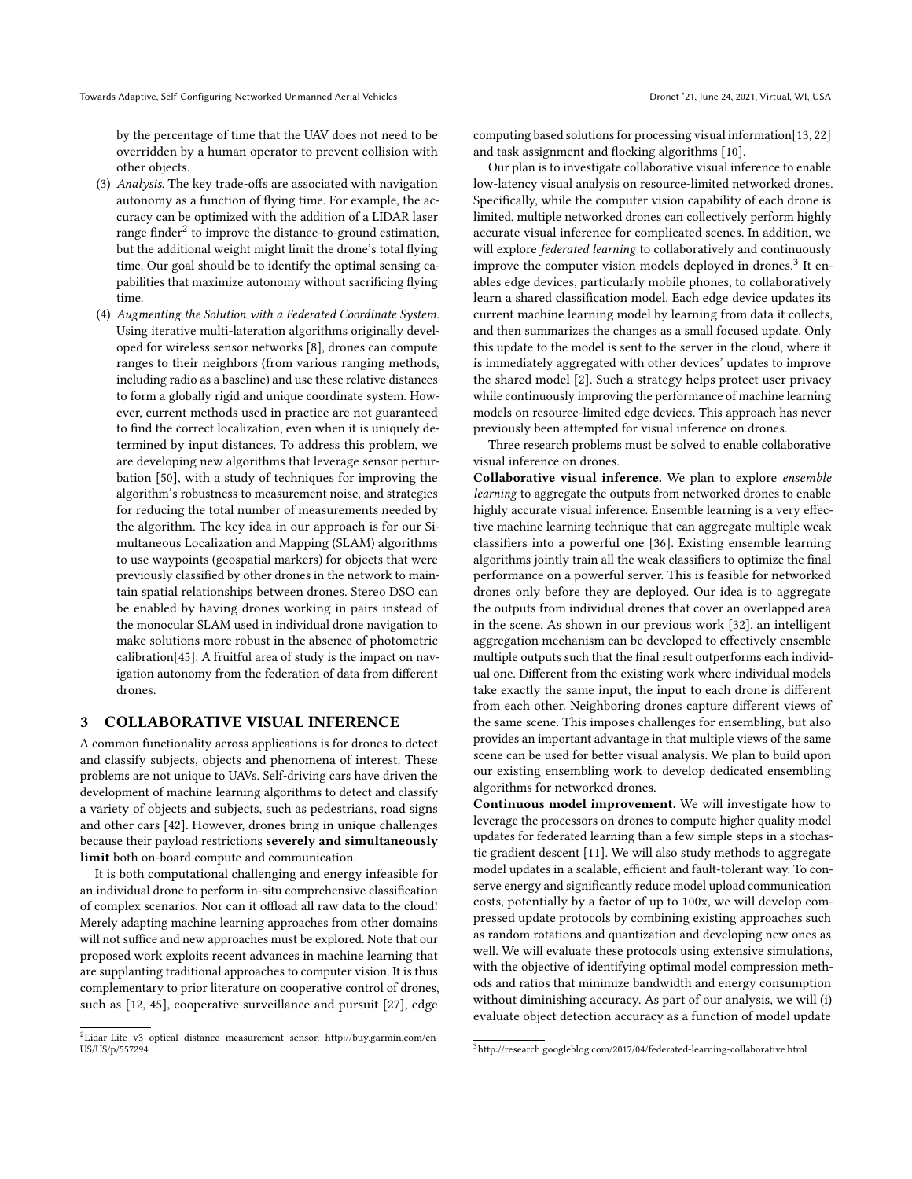by the percentage of time that the UAV does not need to be overridden by a human operator to prevent collision with other objects.

(3) *Analysis*. The key trade-offs are associated with navigation autonomy as a function of flying time. For example, the accuracy can be optimized with the addition of a LIDAR laser range finder[2] to improve the distance-to-ground estimation, but the additional weight might limit the drone's total flying time. Our goal should be to identify the optimal sensing capabilities that maximize autonomy without sacrificing flying time.

(4) *Augmenting the Solution with a Federated Coordinate System.* Using iterative multi-lateration algorithms originally developed for wireless sensor networks [8], drones can compute ranges to their neighbors (from various ranging methods, including radio as a baseline) and use these relative distances to form a globally rigid and unique coordinate system. However, current methods used in practice are not guaranteed to find the correct localization, even when it is uniquely determined by input distances. To address this problem, we are developing new algorithms that leverage sensor perturbation [50], with a study of techniques for improving the algorithm's robustness to measurement noise, and strategies for reducing the total number of measurements needed by the algorithm. The key idea in our approach is for our Simultaneous Localization and Mapping (SLAM) algorithms to use waypoints (geospatial markers) for objects that were previously classified by other drones in the network to maintain spatial relationships between drones. Stereo DSO can be enabled by having drones working in pairs instead of the monocular SLAM used in individual drone navigation to make solutions more robust in the absence of photometric calibration[45]. A fruitful area of study is the impact on navigation autonomy from the federation of data from different drones.

## 3 COLLABORATIVE VISUAL INFERENCE

A common functionality across applications is for drones to detect and classify subjects, objects and phenomena of interest. These problems are not unique to UAVs. Self-driving cars have driven the development of machine learning algorithms to detect and classify a variety of objects and subjects, such as pedestrians, road signs and other cars [42]. However, drones bring in unique challenges because their payload restrictions **severely and simultaneously limit** both on-board compute and communication.

It is both computational challenging and energy infeasible for an individual drone to perform in-situ comprehensive classification of complex scenarios. Nor can it offload all raw data to the cloud! Merely adapting machine learning approaches from other domains will not suffice and new approaches must be explored. Note that our proposed work exploits recent advances in machine learning that are supplanting traditional approaches to computer vision. It is thus complementary to prior literature on cooperative control of drones, such as [12, 45], cooperative surveillance and pursuit [27], edge computing based solutions for processing visual information[13, 22] and task assignment and flocking algorithms [10].

Our plan is to investigate collaborative visual inference to enable low-latency visual analysis on resource-limited networked drones. Specifically, while the computer vision capability of each drone is limited, multiple networked drones can collectively perform highly accurate visual inference for complicated scenes. In addition, we will explore *federated learning* to collaboratively and continuously improve the computer vision models deployed in drones.[3] It enables edge devices, particularly mobile phones, to collaboratively learn a shared classification model. Each edge device updates its current machine learning model by learning from data it collects, and then summarizes the changes as a small focused update. Only this update to the model is sent to the server in the cloud, where it is immediately aggregated with other devices' updates to improve the shared model [2]. Such a strategy helps protect user privacy while continuously improving the performance of machine learning models on resource-limited edge devices. This approach has never previously been attempted for visual inference on drones.

Three research problems must be solved to enable collaborative visual inference on drones.

**Collaborative visual inference.** We plan to explore *ensemble learning* to aggregate the outputs from networked drones to enable highly accurate visual inference. Ensemble learning is a very effective machine learning technique that can aggregate multiple weak classifiers into a powerful one [36]. Existing ensemble learning algorithms jointly train all the weak classifiers to optimize the final performance on a powerful server. This is feasible for networked drones only before they are deployed. Our idea is to aggregate the outputs from individual drones that cover an overlapped area in the scene. As shown in our previous work [32], an intelligent aggregation mechanism can be developed to effectively ensemble multiple outputs such that the final result outperforms each individual one. Different from the existing work where individual models take exactly the same input, the input to each drone is different from each other. Neighboring drones capture different views of the same scene. This imposes challenges for ensembling, but also provides an important advantage in that multiple views of the same scene can be used for better visual analysis. We plan to build upon our existing ensembling work to develop dedicated ensembling algorithms for networked drones.

**Continuous model improvement.** We will investigate how to leverage the processors on drones to compute higher quality model updates for federated learning than a few simple steps in a stochastic gradient descent [11]. We will also study methods to aggregate model updates in a scalable, efficient and fault-tolerant way. To conserve energy and significantly reduce model upload communication costs, potentially by a factor of up to 100x, we will develop compressed update protocols by combining existing approaches such as random rotations and quantization and developing new ones as well. We will evaluate these protocols using extensive simulations, with the objective of identifying optimal model compression methods and ratios that minimize bandwidth and energy consumption without diminishing accuracy. As part of our analysis, we will (i) evaluate object detection accuracy as a function of model update

---

[2] Lidar-Lite v3 optical distance measurement sensor, http://buy.garmin.com/en-US/US/p/557294

[3] http://research.googleblog.com/2017/04/federated-learning-collaborative.html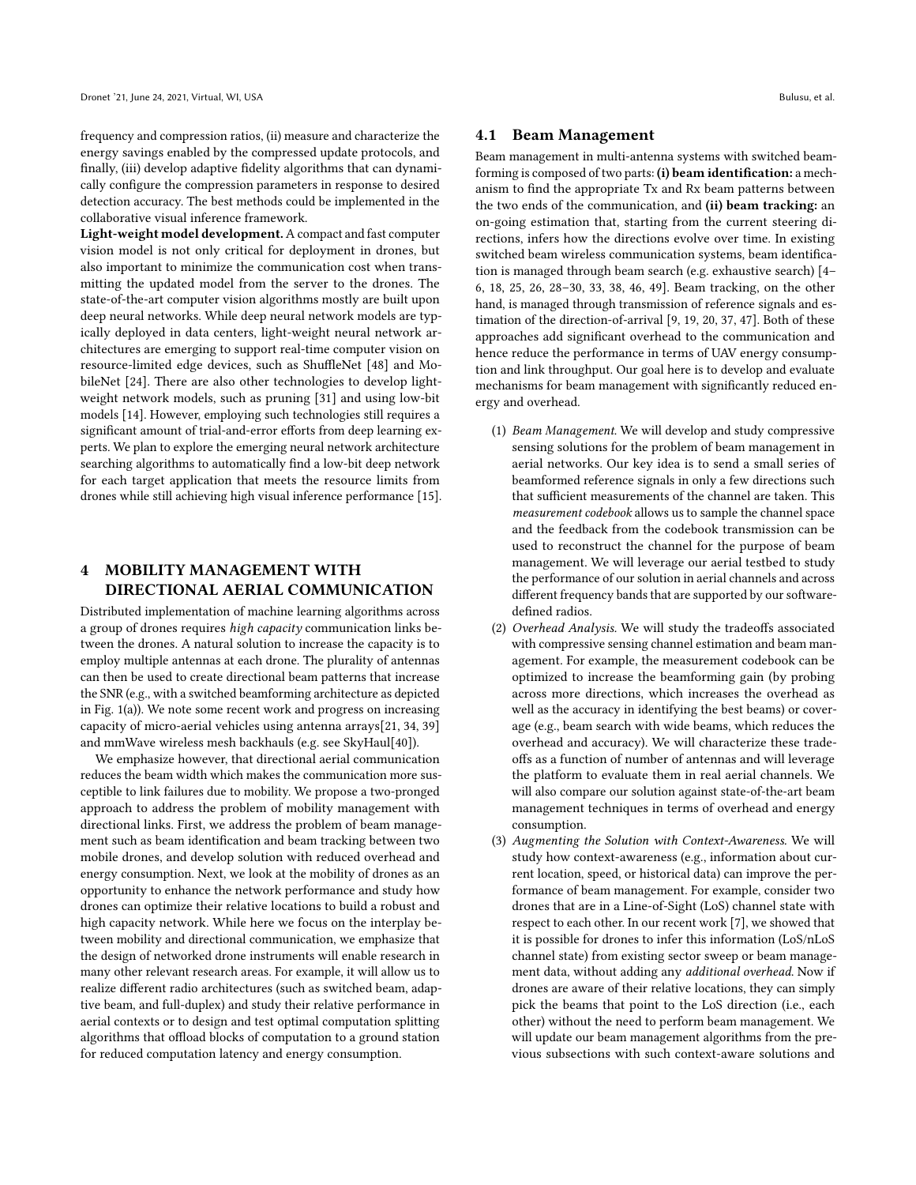frequency and compression ratios, (ii) measure and characterize the energy savings enabled by the compressed update protocols, and finally, (iii) develop adaptive fidelity algorithms that can dynamically configure the compression parameters in response to desired detection accuracy. The best methods could be implemented in the collaborative visual inference framework.

**Light-weight model development.** A compact and fast computer vision model is not only critical for deployment in drones, but also important to minimize the communication cost when transmitting the updated model from the server to the drones. The state-of-the-art computer vision algorithms mostly are built upon deep neural networks. While deep neural network models are typically deployed in data centers, light-weight neural network architectures are emerging to support real-time computer vision on resource-limited edge devices, such as ShuffleNet [48] and MobileNet [24]. There are also other technologies to develop light-weight network models, such as pruning [31] and using low-bit models [14]. However, employing such technologies still requires a significant amount of trial-and-error efforts from deep learning experts. We plan to explore the emerging neural network architecture searching algorithms to automatically find a low-bit deep network for each target application that meets the resource limits from drones while still achieving high visual inference performance [15].

# 4 MOBILITY MANAGEMENT WITH DIRECTIONAL AERIAL COMMUNICATION

Distributed implementation of machine learning algorithms across a group of drones requires *high capacity* communication links between the drones. A natural solution to increase the capacity is to employ multiple antennas at each drone. The plurality of antennas can then be used to create directional beam patterns that increase the SNR (e.g., with a switched beamforming architecture as depicted in Fig. 1(a)). We note some recent work and progress on increasing capacity of micro-aerial vehicles using antenna arrays[21, 34, 39] and mmWave wireless mesh backhauls (e.g. see SkyHaul[40]).

We emphasize however, that directional aerial communication reduces the beam width which makes the communication more susceptible to link failures due to mobility. We propose a two-pronged approach to address the problem of mobility management with directional links. First, we address the problem of beam management such as beam identification and beam tracking between two mobile drones, and develop solution with reduced overhead and energy consumption. Next, we look at the mobility of drones as an opportunity to enhance the network performance and study how drones can optimize their relative locations to build a robust and high capacity network. While here we focus on the interplay between mobility and directional drone communication, we emphasize that the design of networked drone instruments will enable research in many other relevant research areas. For example, it will allow us to realize different radio architectures (such as switched beam, adaptive beam, and full-duplex) and study their relative performance in aerial contexts or to design and test optimal computation splitting algorithms that offload blocks of computation to a ground station for reduced computation latency and energy consumption.

## 4.1 Beam Management

Beam management in multi-antenna systems with switched beamforming is composed of two parts: **(i) beam identification:** a mechanism to find the appropriate Tx and Rx beam patterns between the two ends of the communication, and **(ii) beam tracking:** an on-going estimation that, starting from the current steering directions, infers how the directions evolve over time. In existing switched beam wireless communication systems, beam identification is managed through beam search (e.g. exhaustive search) [4–6, 18, 25, 26, 28–30, 33, 38, 46, 49]. Beam tracking, on the other hand, is managed through transmission of reference signals and estimation of the direction-of-arrival [9, 19, 20, 37, 47]. Both of these approaches add significant overhead to the communication and hence reduce the performance in terms of UAV energy consumption and link throughput. Our goal here is to develop and evaluate mechanisms for beam management with significantly reduced energy and overhead.

1. *Beam Management.* We will develop and study compressive sensing solutions for the problem of beam management in aerial networks. Our key idea is to send a small series of beamformed reference signals in only a few directions such that sufficient measurements of the channel are taken. This *measurement codebook* allows us to sample the channel space and the feedback from the codebook transmission can be used to reconstruct the channel for the purpose of beam management. We will leverage our aerial testbed to study the performance of our solution in aerial channels and across different frequency bands that are supported by our software-defined radios.
2. *Overhead Analysis.* We will study the tradeoffs associated with compressive sensing channel estimation and beam management. For example, the measurement codebook can be optimized to increase the beamforming gain (by probing across more directions, which increases the overhead as well as the accuracy in identifying the best beams) or coverage (e.g., beam search with wide beams, which reduces the overhead and accuracy). We will characterize these tradeoffs as a function of number of antennas and will leverage the platform to evaluate them in real aerial channels. We will also compare our solution against state-of-the-art beam management techniques in terms of overhead and energy consumption.
3. *Augmenting the Solution with Context-Awareness.* We will study how context-awareness (e.g., information about current location, speed, or historical data) can improve the performance of beam management. For example, consider two drones that are in a Line-of-Sight (LoS) channel state with respect to each other. In our recent work [7], we showed that it is possible for drones to infer this information (LoS/nLoS channel state) from existing sector sweep or beam management data, without adding any *additional overhead*. Now if drones are aware of their relative locations, they can simply pick the beams that point to the LoS direction (i.e., each other) without the need to perform beam management. We will update our beam management algorithms from the previous subsections with such context-aware solutions and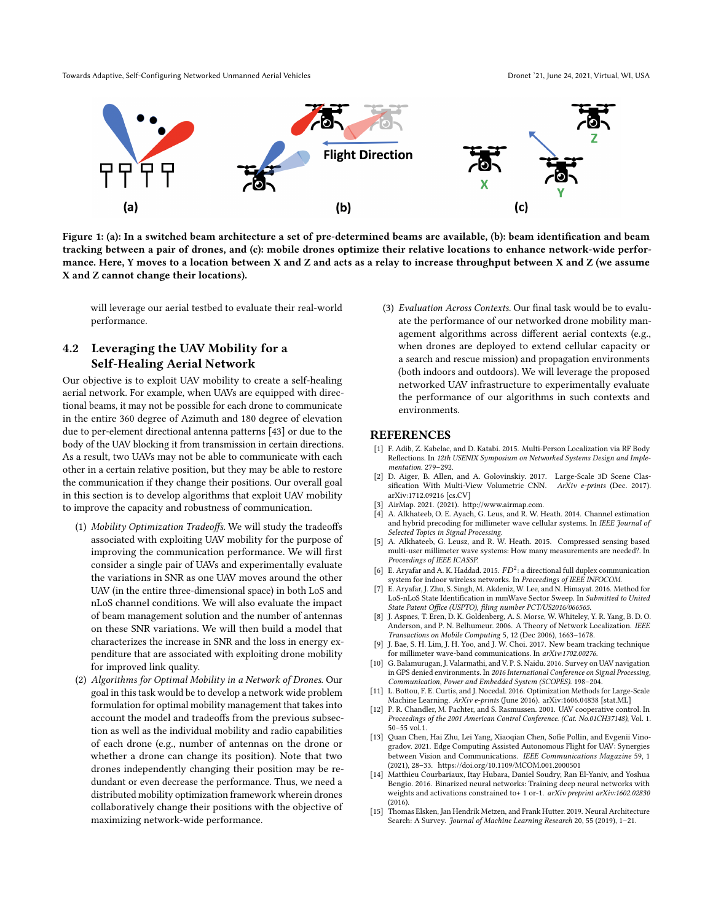Figure 1: (a): In a switched beam architecture a set of pre-determined beams are available, (b): beam identification and beam tracking between a pair of drones, and (c): mobile drones optimize their relative locations to enhance network-wide performance. Here, Y moves to a location between X and Z and acts as a relay to increase throughput between X and Z (we assume X and Z cannot change their locations).

will leverage our aerial testbed to evaluate their real-world performance.

## 4.2 Leveraging the UAV Mobility for a Self-Healing Aerial Network

Our objective is to exploit UAV mobility to create a self-healing aerial network. For example, when UAVs are equipped with directional beams, it may not be possible for each drone to communicate in the entire 360 degree of Azimuth and 180 degree of elevation due to per-element directional antenna patterns [43] or due to the body of the UAV blocking it from transmission in certain directions. As a result, two UAVs may not be able to communicate with each other in a certain relative position, but they may be able to restore the communication if they change their positions. Our overall goal in this section is to develop algorithms that exploit UAV mobility to improve the capacity and robustness of communication.

(1) *Mobility Optimization Tradeoffs.* We will study the tradeoffs associated with exploiting UAV mobility for the purpose of improving the communication performance. We will first consider a single pair of UAVs and experimentally evaluate the variations in SNR as one UAV moves around the other UAV (in the entire three-dimensional space) in both LoS and nLoS channel conditions. We will also evaluate the impact of beam management solution and the number of antennas on these SNR variations. We will then build a model that characterizes the increase in SNR and the loss in energy expenditure that are associated with exploiting drone mobility for improved link quality.

(2) *Algorithms for Optimal Mobility in a Network of Drones.* Our goal in this task would be to develop a network wide problem formulation for optimal mobility management that takes into account the model and tradeoffs from the previous subsection as well as the individual mobility and radio capabilities of each drone (e.g., number of antennas on the drone or whether a drone can change its position). Note that two drones independently changing their position may be redundant or even decrease the performance. Thus, we need a distributed mobility optimization framework wherein drones collaboratively change their positions with the objective of maximizing network-wide performance.

(3) *Evaluation Across Contexts.* Our final task would be to evaluate the performance of our networked drone mobility management algorithms across different aerial contexts (e.g., when drones are deployed to extend cellular capacity or a search and rescue mission) and propagation environments (both indoors and outdoors). We will leverage the proposed networked UAV infrastructure to experimentally evaluate the performance of our algorithms in such contexts and environments.

## REFERENCES

[1] F. Adib, Z. Kabelac, and D. Katabi. 2015. Multi-Person Localization via RF Body Reflections. In *12th USENIX Symposium on Networked Systems Design and Implementation*. 279–292.

[2] D. Aiger, B. Allen, and A. Golovinskiy. 2017. Large-Scale 3D Scene Classification With Multi-View Volumetric CNN. *ArXiv e-prints* (Dec. 2017). arXiv:1712.09216 [cs.CV]

[3] AirMap. 2021. (2021). http://www.airmap.com.

[4] A. Alkhateeb, O. E. Ayach, G. Leus, and R. W. Heath. 2014. Channel estimation and hybrid precoding for millimeter wave cellular systems. In *IEEE Journal of Selected Topics in Signal Processing*.

[5] A. Alkhateeb, G. Leusz, and R. W. Heath. 2015. Compressed sensing based multi-user millimeter wave systems: How many measurements are needed?. In *Proceedings of IEEE ICASSP*.

[6] E. Aryafar and A. K. Haddad. 2015. $FD^2$: a directional full duplex communication system for indoor wireless networks. In *Proceedings of IEEE INFOCOM*.

[7] E. Aryafar, J. Zhu, S. Singh, M. Akdeniz, W. Lee, and N. Himayat. 2016. Method for LoS-nLoS State Identification in mmWave Sector Sweep. In *Submitted to United State Patent Office (USPTO), filing number PCT/US2016/066565*.

[8] J. Aspnes, T. Eren, D. K. Goldenberg, A. S. Morse, W. Whiteley, Y. R. Yang, B. D. O. Anderson, and P. N. Belhumeur. 2006. A Theory of Network Localization. *IEEE Transactions on Mobile Computing* 5, 12 (Dec 2006), 1663–1678.

[9] J. Bae, S. H. Lim, J. H. Yoo, and J. W. Choi. 2017. New beam tracking technique for millimeter wave-band communications. In *arXiv:1702.00276*.

[10] G. Balamurugan, J. Valarmathi, and V. P. S. Naidu. 2016. Survey on UAV navigation in GPS denied environments. In *2016 International Conference on Signal Processing, Communication, Power and Embedded System (SCOPES)*. 198–204.

[11] L. Bottou, F. E. Curtis, and J. Nocedal. 2016. Optimization Methods for Large-Scale Machine Learning. *ArXiv e-prints* (June 2016). arXiv:1606.04838 [stat.ML]

[12] P. R. Chandler, M. Pachter, and S. Rasmussen. 2001. UAV cooperative control. In *Proceedings of the 2001 American Control Conference. (Cat. No.01CH37148)*, Vol. 1. 50–55 vol.1.

[13] Quan Chen, Hai Zhu, Lei Yang, Xiaoqian Chen, Sofie Pollin, and Evgenii Vinogradov. 2021. Edge Computing Assisted Autonomous Flight for UAV: Synergies between Vision and Communications. *IEEE Communications Magazine* 59, 1 (2021), 28–33. https://doi.org/10.1109/MCOM.001.2000501

[14] Matthieu Courbariaux, Itay Hubara, Daniel Soudry, Ran El-Yaniv, and Yoshua Bengio. 2016. Binarized neural networks: Training deep neural networks with weights and activations constrained to+ 1 or-1. *arXiv preprint arXiv:1602.02830* (2016).

[15] Thomas Elsken, Jan Hendrik Metzen, and Frank Hutter. 2019. Neural Architecture Search: A Survey. *Journal of Machine Learning Research* 20, 55 (2019), 1–21.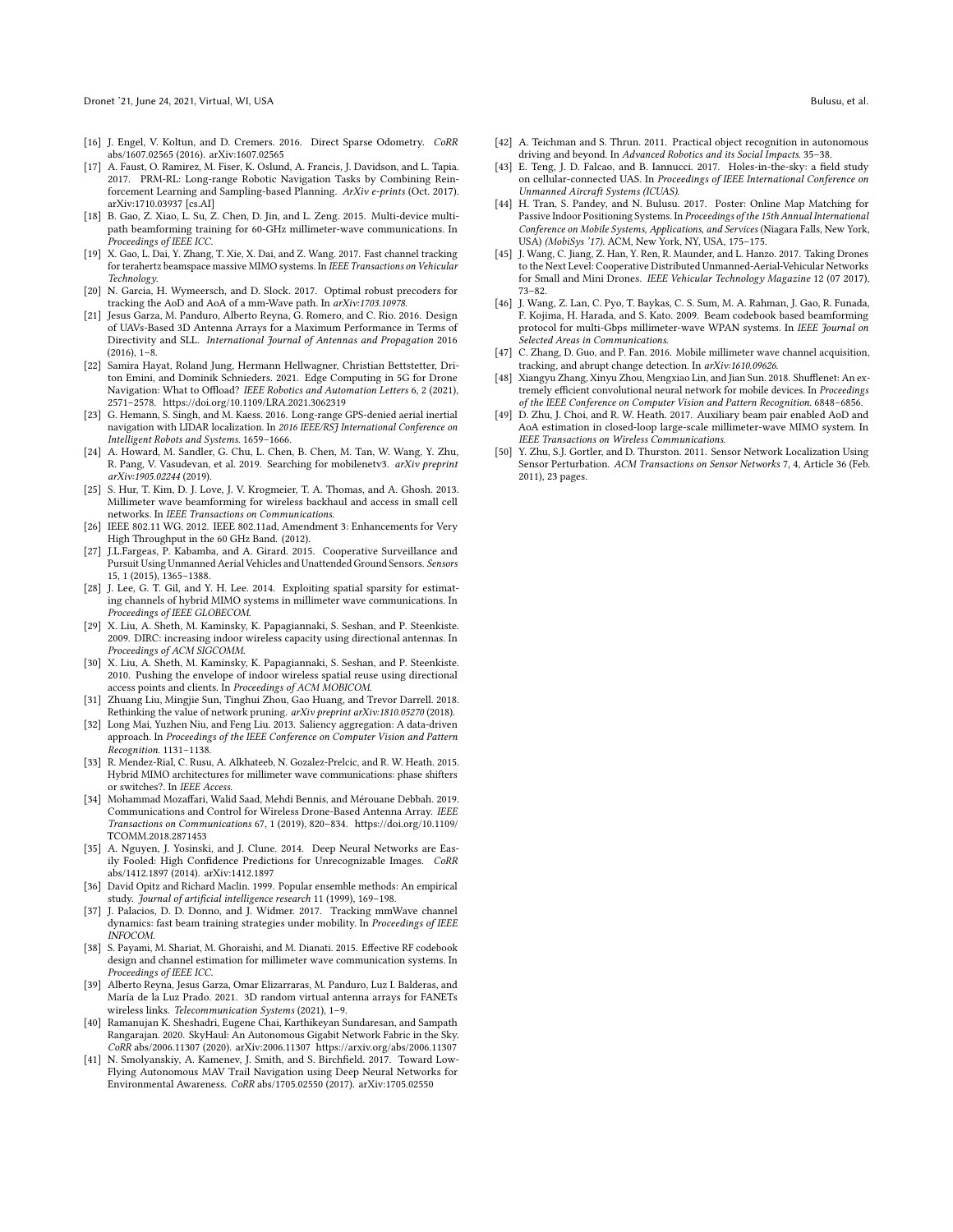[16] J. Engel, V. Koltun, and D. Cremers. 2016. Direct Sparse Odometry. *CoRR* abs/1607.02565 (2016). arXiv:1607.02565

[17] A. Faust, O. Ramirez, M. Fiser, K. Oslund, A. Francis, J. Davidson, and L. Tapia. 2017. PRM-RL: Long-range Robotic Navigation Tasks by Combining Reinforcement Learning and Sampling-based Planning. *ArXiv e-prints* (Oct. 2017). arXiv:1710.03937 [cs.AI]

[18] B. Gao, Z. Xiao, L. Su, Z. Chen, D. Jin, and L. Zeng. 2015. Multi-device multi-path beamforming training for 60-GHz millimeter-wave communications. In *Proceedings of IEEE ICC*.

[19] X. Gao, L. Dai, Y. Zhang, T. Xie, X. Dai, and Z. Wang. 2017. Fast channel tracking for terahertz beamspace massive MIMO systems. In *IEEE Transactions on Vehicular Technology*.

[20] N. Garcia, H. Wymeersch, and D. Slock. 2017. Optimal robust precoders for tracking the AoD and AoA of a mm-Wave path. In *arXiv:1703.10978*.

[21] Jesus Garza, M. Panduro, Alberto Reyna, G. Romero, and C. Rio. 2016. Design of UAVs-Based 3D Antenna Arrays for a Maximum Performance in Terms of Directivity and SLL. *International Journal of Antennas and Propagation* 2016 (2016), 1–8.

[22] Samira Hayat, Roland Jung, Hermann Hellwagner, Christian Bettstetter, Driton Emini, and Dominik Schnieders. 2021. Edge Computing in 5G for Drone Navigation: What to Offload? *IEEE Robotics and Automation Letters* 6, 2 (2021), 2571–2578. https://doi.org/10.1109/LRA.2021.3062319

[23] G. Hemann, S. Singh, and M. Kaess. 2016. Long-range GPS-denied aerial inertial navigation with LIDAR localization. In *2016 IEEE/RSJ International Conference on Intelligent Robots and Systems*. 1659–1666.

[24] A. Howard, M. Sandler, G. Chu, L. Chen, B. Chen, M. Tan, W. Wang, Y. Zhu, R. Pang, V. Vasudevan, et al. 2019. Searching for mobilenetv3. *arXiv preprint arXiv:1905.02244* (2019).

[25] S. Hur, T. Kim, D. J. Love, J. V. Krogmeier, T. A. Thomas, and A. Ghosh. 2013. Millimeter wave beamforming for wireless backhaul and access in small cell networks. In *IEEE Transactions on Communications*.

[26] IEEE 802.11 WG. 2012. IEEE 802.11ad, Amendment 3: Enhancements for Very High Throughput in the 60 GHz Band. (2012).

[27] J.L.Fargeas, P. Kabamba, and A. Girard. 2015. Cooperative Surveillance and Pursuit Using Unmanned Aerial Vehicles and Unattended Ground Sensors. *Sensors* 15, 1 (2015), 1365–1388.

[28] J. Lee, G. T. Gil, and Y. H. Lee. 2014. Exploiting spatial sparsity for estimating channels of hybrid MIMO systems in millimeter wave communications. In *Proceedings of IEEE GLOBECOM*.

[29] X. Liu, A. Sheth, M. Kaminsky, K. Papagiannaki, S. Seshan, and P. Steenkiste. 2009. DIRC: increasing indoor wireless capacity using directional antennas. In *Proceedings of ACM SIGCOMM*.

[30] X. Liu, A. Sheth, M. Kaminsky, K. Papagiannaki, S. Seshan, and P. Steenkiste. 2010. Pushing the envelope of indoor wireless spatial reuse using directional access points and clients. In *Proceedings of ACM MOBICOM*.

[31] Zhuang Liu, Mingjie Sun, Tinghui Zhou, Gao Huang, and Trevor Darrell. 2018. Rethinking the value of network pruning. *arXiv preprint arXiv:1810.05270* (2018).

[32] Long Mai, Yuzhen Niu, and Feng Liu. 2013. Saliency aggregation: A data-driven approach. In *Proceedings of the IEEE Conference on Computer Vision and Pattern Recognition*. 1131–1138.

[33] R. Mendez-Rial, C. Rusu, A. Alkhateeb, N. Gozalez-Prelcic, and R. W. Heath. 2015. Hybrid MIMO architectures for millimeter wave communications: phase shifters or switches?. In *IEEE Access*.

[34] Mohammad Mozaffari, Walid Saad, Mehdi Bennis, and Mérouane Debbah. 2019. Communications and Control for Wireless Drone-Based Antenna Array. *IEEE Transactions on Communications* 67, 1 (2019), 820–834. https://doi.org/10.1109/TCOMM.2018.2871453

[35] A. Nguyen, J. Yosinski, and J. Clune. 2014. Deep Neural Networks are Easily Fooled: High Confidence Predictions for Unrecognizable Images. *CoRR* abs/1412.1897 (2014). arXiv:1412.1897

[36] David Opitz and Richard Maclin. 1999. Popular ensemble methods: An empirical study. *Journal of artificial intelligence research* 11 (1999), 169–198.

[37] J. Palacios, D. D. Donno, and J. Widmer. 2017. Tracking mmWave channel dynamics: fast beam training strategies under mobility. In *Proceedings of IEEE INFOCOM*.

[38] S. Payami, M. Shariat, M. Ghoraishi, and M. Dianati. 2015. Effective RF codebook design and channel estimation for millimeter wave communication systems. In *Proceedings of IEEE ICC*.

[39] Alberto Reyna, Jesus Garza, Omar Elizarraras, M. Panduro, Luz I. Balderas, and María de la Luz Prado. 2021. 3D random virtual antenna arrays for FANETs wireless links. *Telecommunication Systems* (2021), 1–9.

[40] Ramanujan K. Sheshadri, Eugene Chai, Karthikeyan Sundaresan, and Sampath Rangarajan. 2020. SkyHaul: An Autonomous Gigabit Network Fabric in the Sky. *CoRR* abs/2006.11307 (2020). arXiv:2006.11307 https://arxiv.org/abs/2006.11307

[41] N. Smolyanskiy, A. Kamenev, J. Smith, and S. Birchfield. 2017. Toward Low-Flying Autonomous MAV Trail Navigation using Deep Neural Networks for Environmental Awareness. *CoRR* abs/1705.02550 (2017). arXiv:1705.02550

[42] A. Teichman and S. Thrun. 2011. Practical object recognition in autonomous driving and beyond. In *Advanced Robotics and its Social Impacts*. 35–38.

[43] E. Teng, J. D. Falcao, and B. Iannucci. 2017. Holes-in-the-sky: a field study on cellular-connected UAS. In *Proceedings of IEEE International Conference on Unmanned Aircraft Systems (ICUAS)*.

[44] H. Tran, S. Pandey, and N. Bulusu. 2017. Poster: Online Map Matching for Passive Indoor Positioning Systems. In *Proceedings of the 15th Annual International Conference on Mobile Systems, Applications, and Services* (Niagara Falls, New York, USA) *(MobiSys '17)*. ACM, New York, NY, USA, 175–175.

[45] J. Wang, C. Jiang, Z. Han, Y. Ren, R. Maunder, and L. Hanzo. 2017. Taking Drones to the Next Level: Cooperative Distributed Unmanned-Aerial-Vehicular Networks for Small and Mini Drones. *IEEE Vehicular Technology Magazine* 12 (07 2017), 73–82.

[46] J. Wang, Z. Lan, C. Pyo, T. Baykas, C. S. Sum, M. A. Rahman, J. Gao, R. Funada, F. Kojima, H. Harada, and S. Kato. 2009. Beam codebook based beamforming protocol for multi-Gbps millimeter-wave WPAN systems. In *IEEE Journal on Selected Areas in Communications*.

[47] C. Zhang, D. Guo, and P. Fan. 2016. Mobile millimeter wave channel acquisition, tracking, and abrupt change detection. In *arXiv:1610.09626*.

[48] Xiangyu Zhang, Xinyu Zhou, Mengxiao Lin, and Jian Sun. 2018. Shufflenet: An extremely efficient convolutional neural network for mobile devices. In *Proceedings of the IEEE Conference on Computer Vision and Pattern Recognition*. 6848–6856.

[49] D. Zhu, J. Choi, and R. W. Heath. 2017. Auxiliary beam pair enabled AoD and AoA estimation in closed-loop large-scale millimeter-wave MIMO system. In *IEEE Transactions on Wireless Communications*.

[50] Y. Zhu, S.J. Gortler, and D. Thurston. 2011. Sensor Network Localization Using Sensor Perturbation. *ACM Transactions on Sensor Networks* 7, 4, Article 36 (Feb. 2011), 23 pages.